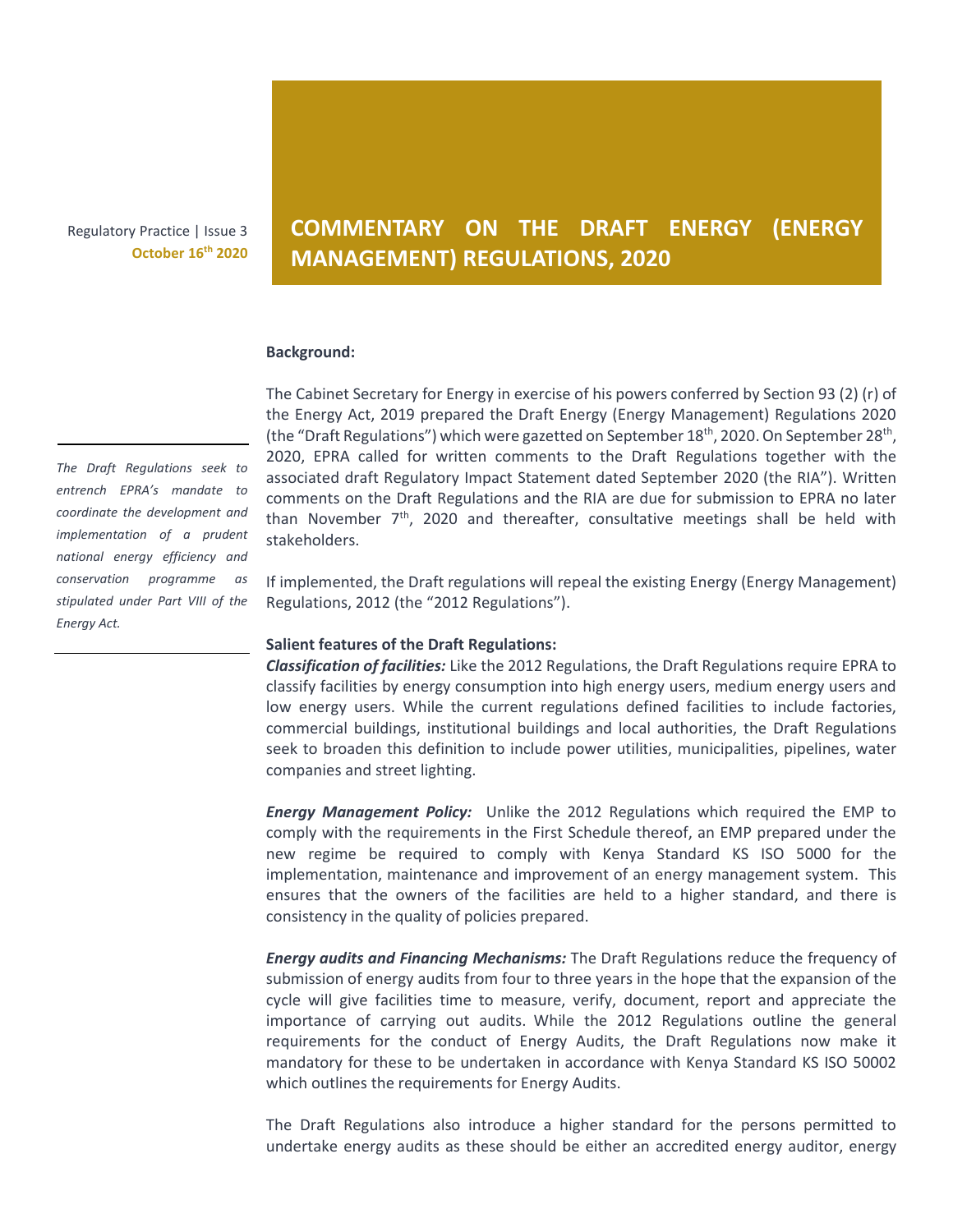Regulatory Practice | Issue 3
**October 16th 2020**

# COMMENTARY ON THE DRAFT ENERGY (ENERGY MANAGEMENT) REGULATIONS, 2020

**Background:**

The Cabinet Secretary for Energy in exercise of his powers conferred by Section 93 (2) (r) of the Energy Act, 2019 prepared the Draft Energy (Energy Management) Regulations 2020 (the "Draft Regulations") which were gazetted on September 18th, 2020. On September 28th, 2020, EPRA called for written comments to the Draft Regulations together with the associated draft Regulatory Impact Statement dated September 2020 (the RIA"). Written comments on the Draft Regulations and the RIA are due for submission to EPRA no later than November 7th, 2020 and thereafter, consultative meetings shall be held with stakeholders.

*The Draft Regulations seek to entrench EPRA's mandate to coordinate the development and implementation of a prudent national energy efficiency and conservation programme as stipulated under Part VIII of the Energy Act.*

If implemented, the Draft regulations will repeal the existing Energy (Energy Management) Regulations, 2012 (the "2012 Regulations").

**Salient features of the Draft Regulations:**

***Classification of facilities:*** Like the 2012 Regulations, the Draft Regulations require EPRA to classify facilities by energy consumption into high energy users, medium energy users and low energy users. While the current regulations defined facilities to include factories, commercial buildings, institutional buildings and local authorities, the Draft Regulations seek to broaden this definition to include power utilities, municipalities, pipelines, water companies and street lighting.

***Energy Management Policy:*** Unlike the 2012 Regulations which required the EMP to comply with the requirements in the First Schedule thereof, an EMP prepared under the new regime be required to comply with Kenya Standard KS ISO 5000 for the implementation, maintenance and improvement of an energy management system. This ensures that the owners of the facilities are held to a higher standard, and there is consistency in the quality of policies prepared.

***Energy audits and Financing Mechanisms:*** The Draft Regulations reduce the frequency of submission of energy audits from four to three years in the hope that the expansion of the cycle will give facilities time to measure, verify, document, report and appreciate the importance of carrying out audits. While the 2012 Regulations outline the general requirements for the conduct of Energy Audits, the Draft Regulations now make it mandatory for these to be undertaken in accordance with Kenya Standard KS ISO 50002 which outlines the requirements for Energy Audits.

The Draft Regulations also introduce a higher standard for the persons permitted to undertake energy audits as these should be either an accredited energy auditor, energy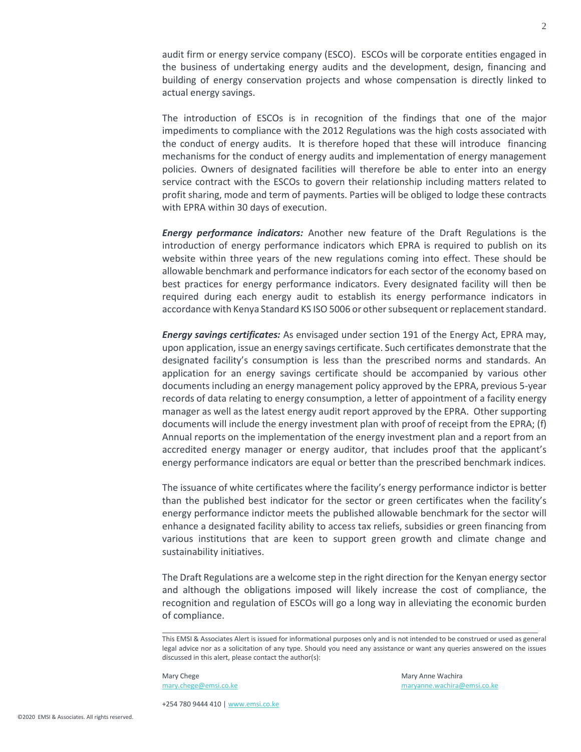audit firm or energy service company (ESCO). ESCOs will be corporate entities engaged in the business of undertaking energy audits and the development, design, financing and building of energy conservation projects and whose compensation is directly linked to actual energy savings.

The introduction of ESCOs is in recognition of the findings that one of the major impediments to compliance with the 2012 Regulations was the high costs associated with the conduct of energy audits. It is therefore hoped that these will introduce financing mechanisms for the conduct of energy audits and implementation of energy management policies. Owners of designated facilities will therefore be able to enter into an energy service contract with the ESCOs to govern their relationship including matters related to profit sharing, mode and term of payments. Parties will be obliged to lodge these contracts with EPRA within 30 days of execution.

***Energy performance indicators:*** Another new feature of the Draft Regulations is the introduction of energy performance indicators which EPRA is required to publish on its website within three years of the new regulations coming into effect. These should be allowable benchmark and performance indicators for each sector of the economy based on best practices for energy performance indicators. Every designated facility will then be required during each energy audit to establish its energy performance indicators in accordance with Kenya Standard KS ISO 5006 or other subsequent or replacement standard.

***Energy savings certificates:*** As envisaged under section 191 of the Energy Act, EPRA may, upon application, issue an energy savings certificate. Such certificates demonstrate that the designated facility's consumption is less than the prescribed norms and standards. An application for an energy savings certificate should be accompanied by various other documents including an energy management policy approved by the EPRA, previous 5-year records of data relating to energy consumption, a letter of appointment of a facility energy manager as well as the latest energy audit report approved by the EPRA. Other supporting documents will include the energy investment plan with proof of receipt from the EPRA; (f) Annual reports on the implementation of the energy investment plan and a report from an accredited energy manager or energy auditor, that includes proof that the applicant's energy performance indicators are equal or better than the prescribed benchmark indices.

The issuance of white certificates where the facility's energy performance indictor is better than the published best indicator for the sector or green certificates when the facility's energy performance indictor meets the published allowable benchmark for the sector will enhance a designated facility ability to access tax reliefs, subsidies or green financing from various institutions that are keen to support green growth and climate change and sustainability initiatives.

The Draft Regulations are a welcome step in the right direction for the Kenyan energy sector and although the obligations imposed will likely increase the cost of compliance, the recognition and regulation of ESCOs will go a long way in alleviating the economic burden of compliance.

---

This EMSI & Associates Alert is issued for informational purposes only and is not intended to be construed or used as general legal advice nor as a solicitation of any type. Should you need any assistance or want any queries answered on the issues discussed in this alert, please contact the author(s):

Mary Chege
mary.chege@emsi.co.ke

Mary Anne Wachira
maryanne.wachira@emsi.co.ke

+254 780 9444 410 | www.emsi.co.ke

©2020 EMSI & Associates. All rights reserved.